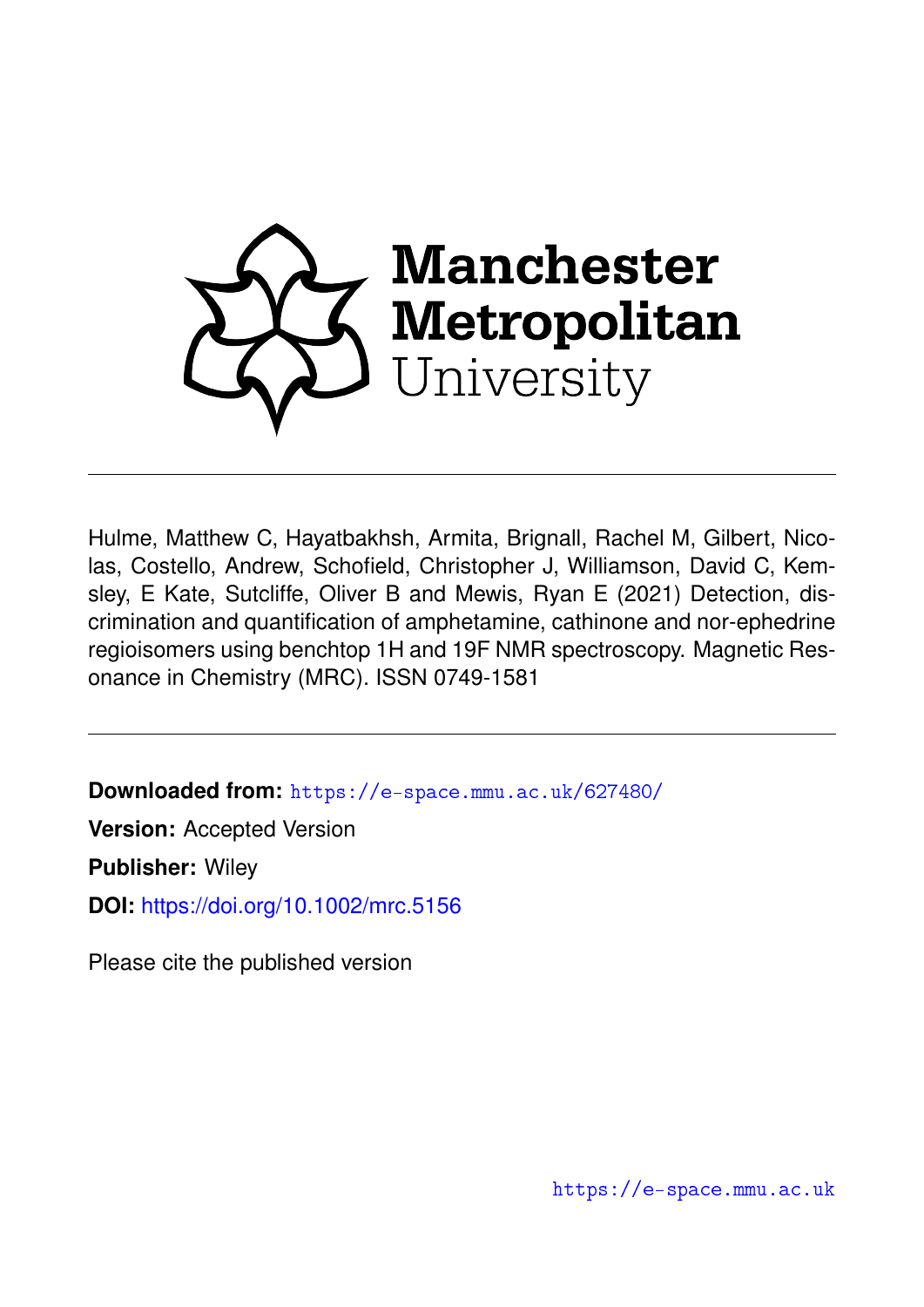Manchester Metropolitan University

Hulme, Matthew C, Hayatbakhsh, Armita, Brignall, Rachel M, Gilbert, Nicolas, Costello, Andrew, Schofield, Christopher J, Williamson, David C, Kemsley, E Kate, Sutcliffe, Oliver B and Mewis, Ryan E (2021) Detection, discrimination and quantification of amphetamine, cathinone and nor-ephedrine regioisomers using benchtop 1H and 19F NMR spectroscopy. Magnetic Resonance in Chemistry (MRC). ISSN 0749-1581

**Downloaded from:** https://e-space.mmu.ac.uk/627480/

**Version:** Accepted Version

**Publisher:** Wiley

**DOI:** https://doi.org/10.1002/mrc.5156

Please cite the published version

https://e-space.mmu.ac.uk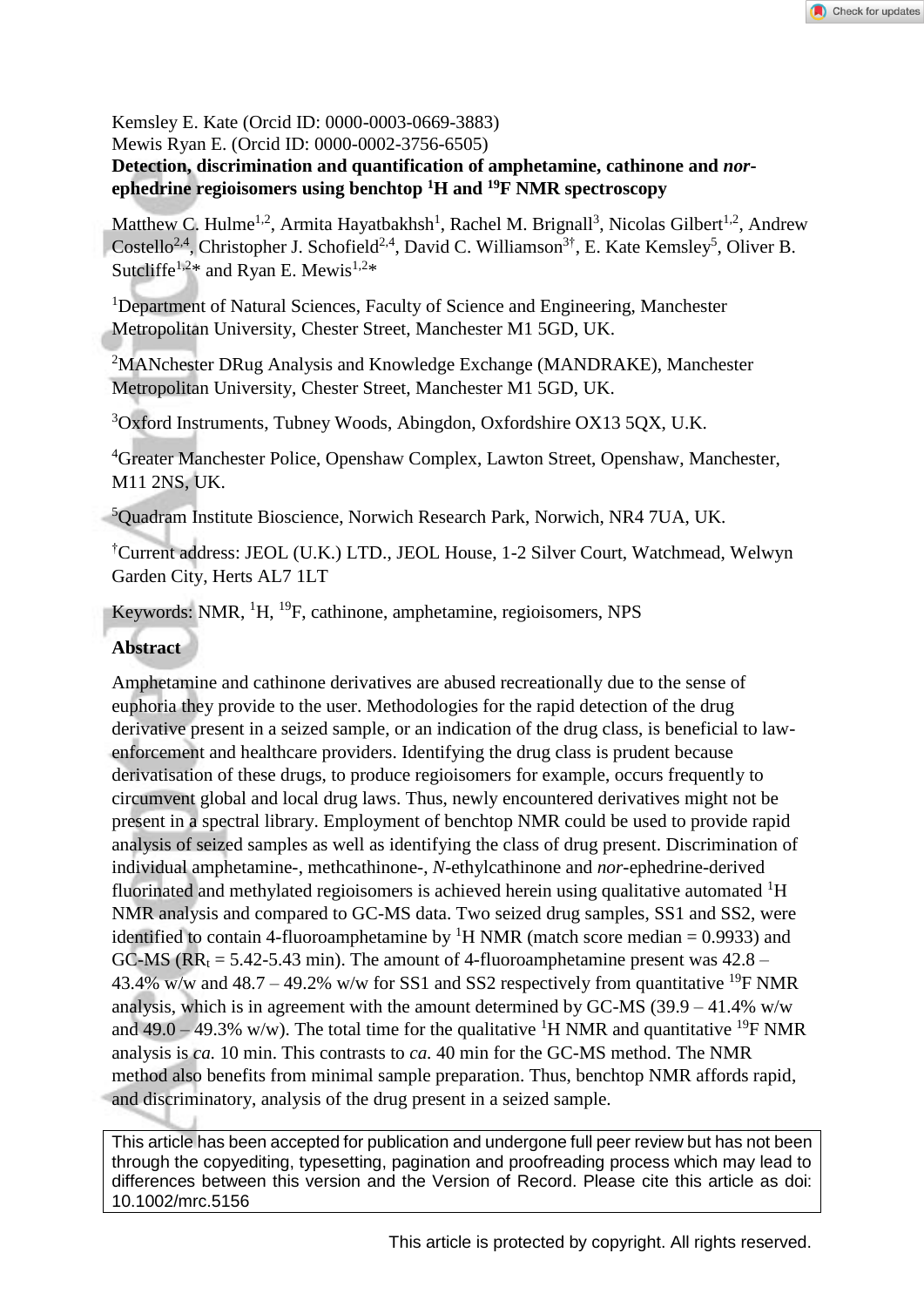Kemsley E. Kate (Orcid ID: 0000-0003-0669-3883)
Mewis Ryan E. (Orcid ID: 0000-0002-3756-6505)

# Detection, discrimination and quantification of amphetamine, cathinone and *nor*-ephedrine regioisomers using benchtop $^{1}H$ and $^{19}F$ NMR spectroscopy

Matthew C. Hulme[1,2], Armita Hayatbakhsh[1], Rachel M. Brignall[3], Nicolas Gilbert[1,2], Andrew Costello[2,4], Christopher J. Schofield[2,4], David C. Williamson[3†], E. Kate Kemsley[5], Oliver B. Sutcliffe[1,2]* and Ryan E. Mewis[1,2]*

[1]Department of Natural Sciences, Faculty of Science and Engineering, Manchester Metropolitan University, Chester Street, Manchester M1 5GD, UK.

[2]MANchester DRug Analysis and Knowledge Exchange (MANDRAKE), Manchester Metropolitan University, Chester Street, Manchester M1 5GD, UK.

[3]Oxford Instruments, Tubney Woods, Abingdon, Oxfordshire OX13 5QX, U.K.

[4]Greater Manchester Police, Openshaw Complex, Lawton Street, Openshaw, Manchester, M11 2NS, UK.

[5]Quadram Institute Bioscience, Norwich Research Park, Norwich, NR4 7UA, UK.

[†]Current address: JEOL (U.K.) LTD., JEOL House, 1-2 Silver Court, Watchmead, Welwyn Garden City, Herts AL7 1LT

Keywords: NMR, $^{1}H$, $^{19}F$, cathinone, amphetamine, regioisomers, NPS

## Abstract

Amphetamine and cathinone derivatives are abused recreationally due to the sense of euphoria they provide to the user. Methodologies for the rapid detection of the drug derivative present in a seized sample, or an indication of the drug class, is beneficial to law-enforcement and healthcare providers. Identifying the drug class is prudent because derivatisation of these drugs, to produce regioisomers for example, occurs frequently to circumvent global and local drug laws. Thus, newly encountered derivatives might not be present in a spectral library. Employment of benchtop NMR could be used to provide rapid analysis of seized samples as well as identifying the class of drug present. Discrimination of individual amphetamine-, methcathinone-, *N*-ethylcathinone and *nor*-ephedrine-derived fluorinated and methylated regioisomers is achieved herein using qualitative automated $^{1}H$ NMR analysis and compared to GC-MS data. Two seized drug samples, SS1 and SS2, were identified to contain 4-fluoroamphetamine by $^{1}H$ NMR (match score median = 0.9933) and GC-MS ($RR_t$ = 5.42-5.43 min). The amount of 4-fluoroamphetamine present was 42.8 – 43.4% w/w and 48.7 – 49.2% w/w for SS1 and SS2 respectively from quantitative $^{19}F$ NMR analysis, which is in agreement with the amount determined by GC-MS (39.9 – 41.4% w/w and 49.0 – 49.3% w/w). The total time for the qualitative $^{1}H$ NMR and quantitative $^{19}F$ NMR analysis is *ca.* 10 min. This contrasts to *ca.* 40 min for the GC-MS method. The NMR method also benefits from minimal sample preparation. Thus, benchtop NMR affords rapid, and discriminatory, analysis of the drug present in a seized sample.

This article has been accepted for publication and undergone full peer review but has not been through the copyediting, typesetting, pagination and proofreading process which may lead to differences between this version and the Version of Record. Please cite this article as doi: 10.1002/mrc.5156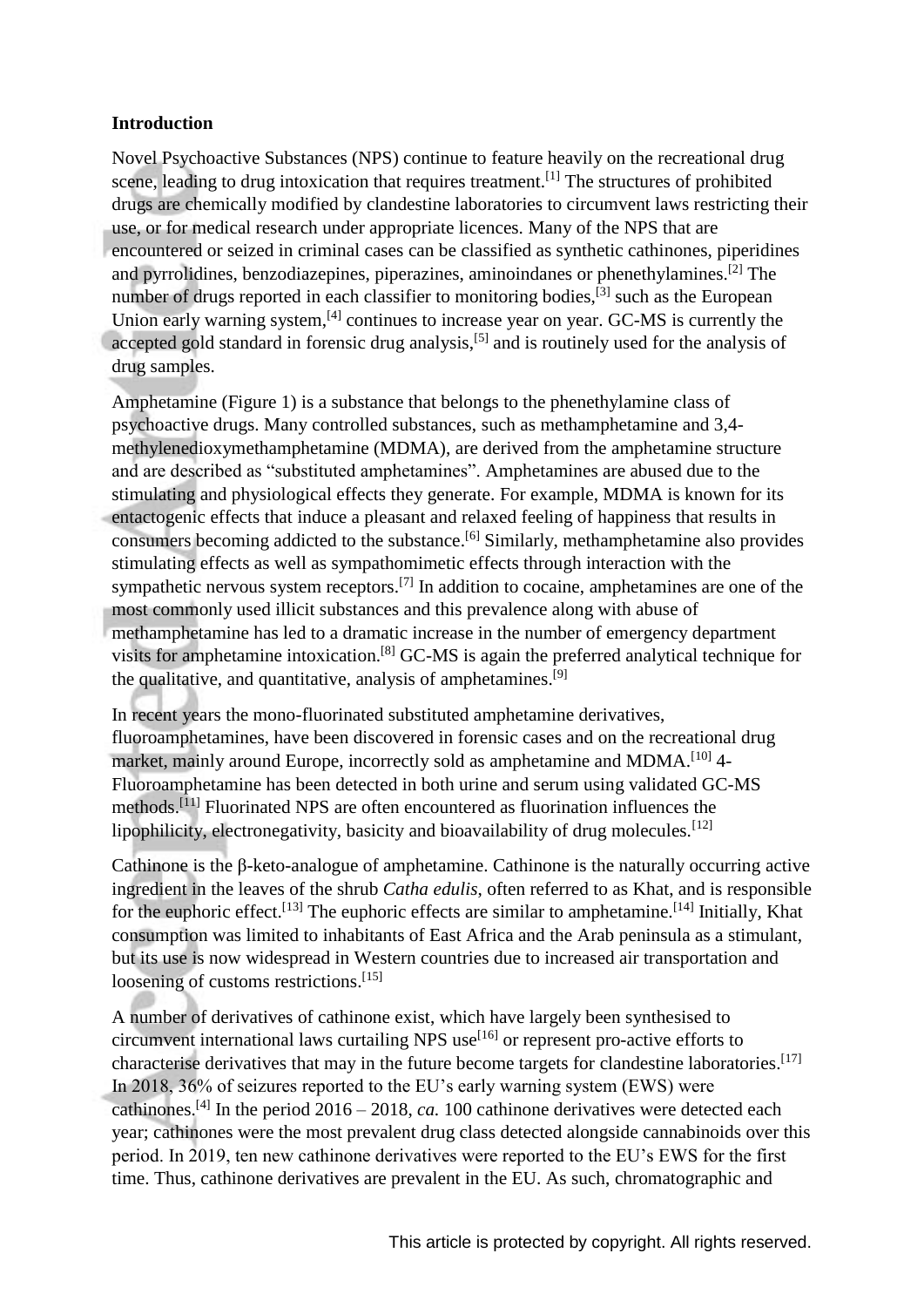**Introduction**

Novel Psychoactive Substances (NPS) continue to feature heavily on the recreational drug scene, leading to drug intoxication that requires treatment.[1] The structures of prohibited drugs are chemically modified by clandestine laboratories to circumvent laws restricting their use, or for medical research under appropriate licences. Many of the NPS that are encountered or seized in criminal cases can be classified as synthetic cathinones, piperidines and pyrrolidines, benzodiazepines, piperazines, aminoindanes or phenethylamines.[2] The number of drugs reported in each classifier to monitoring bodies,[3] such as the European Union early warning system,[4] continues to increase year on year. GC-MS is currently the accepted gold standard in forensic drug analysis,[5] and is routinely used for the analysis of drug samples.

Amphetamine (Figure 1) is a substance that belongs to the phenethylamine class of psychoactive drugs. Many controlled substances, such as methamphetamine and 3,4-methylenedioxymethamphetamine (MDMA), are derived from the amphetamine structure and are described as "substituted amphetamines". Amphetamines are abused due to the stimulating and physiological effects they generate. For example, MDMA is known for its entactogenic effects that induce a pleasant and relaxed feeling of happiness that results in consumers becoming addicted to the substance.[6] Similarly, methamphetamine also provides stimulating effects as well as sympathomimetic effects through interaction with the sympathetic nervous system receptors.[7] In addition to cocaine, amphetamines are one of the most commonly used illicit substances and this prevalence along with abuse of methamphetamine has led to a dramatic increase in the number of emergency department visits for amphetamine intoxication.[8] GC-MS is again the preferred analytical technique for the qualitative, and quantitative, analysis of amphetamines.[9]

In recent years the mono-fluorinated substituted amphetamine derivatives, fluoroamphetamines, have been discovered in forensic cases and on the recreational drug market, mainly around Europe, incorrectly sold as amphetamine and MDMA.[10] 4-Fluoroamphetamine has been detected in both urine and serum using validated GC-MS methods.[11] Fluorinated NPS are often encountered as fluorination influences the lipophilicity, electronegativity, basicity and bioavailability of drug molecules.[12]

Cathinone is the β-keto-analogue of amphetamine. Cathinone is the naturally occurring active ingredient in the leaves of the shrub *Catha edulis*, often referred to as Khat, and is responsible for the euphoric effect.[13] The euphoric effects are similar to amphetamine.[14] Initially, Khat consumption was limited to inhabitants of East Africa and the Arab peninsula as a stimulant, but its use is now widespread in Western countries due to increased air transportation and loosening of customs restrictions.[15]

A number of derivatives of cathinone exist, which have largely been synthesised to circumvent international laws curtailing NPS use[16] or represent pro-active efforts to characterise derivatives that may in the future become targets for clandestine laboratories.[17] In 2018, 36% of seizures reported to the EU's early warning system (EWS) were cathinones.[4] In the period 2016 – 2018, *ca.* 100 cathinone derivatives were detected each year; cathinones were the most prevalent drug class detected alongside cannabinoids over this period. In 2019, ten new cathinone derivatives were reported to the EU's EWS for the first time. Thus, cathinone derivatives are prevalent in the EU. As such, chromatographic and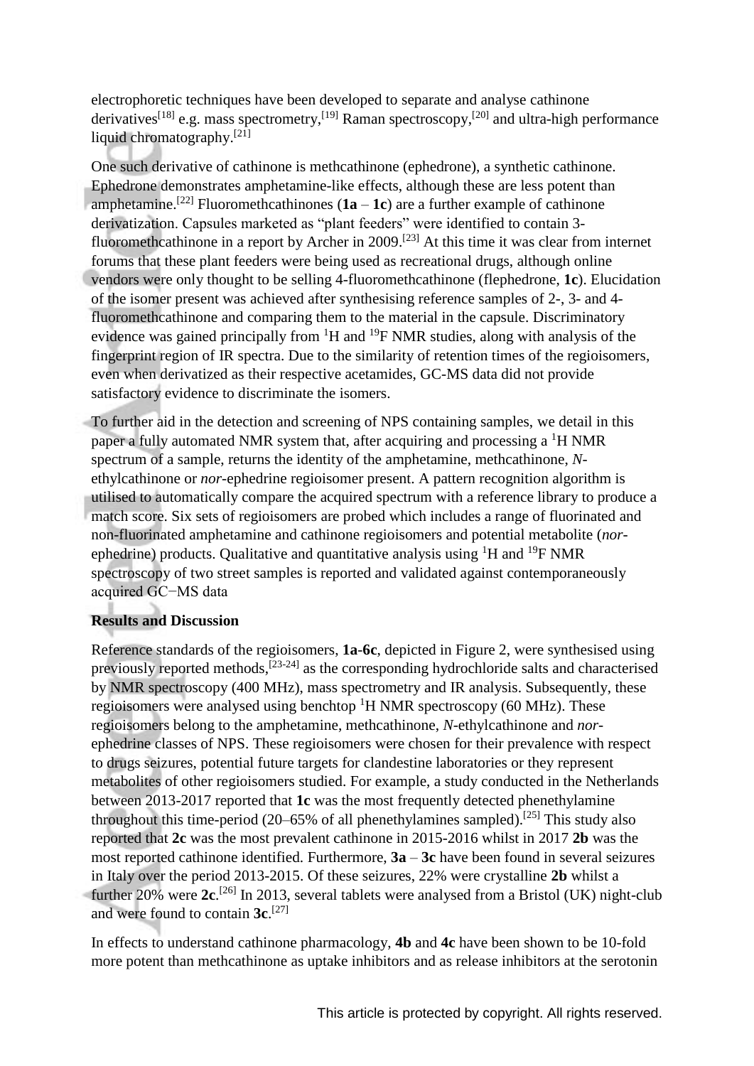electrophoretic techniques have been developed to separate and analyse cathinone derivatives[18] e.g. mass spectrometry,[19] Raman spectroscopy,[20] and ultra-high performance liquid chromatography.[21]

One such derivative of cathinone is methcathinone (ephedrone), a synthetic cathinone. Ephedrone demonstrates amphetamine-like effects, although these are less potent than amphetamine.[22] Fluoromethcathinones (**1a** – **1c**) are a further example of cathinone derivatization. Capsules marketed as "plant feeders" were identified to contain 3-fluoromethcathinone in a report by Archer in 2009.[23] At this time it was clear from internet forums that these plant feeders were being used as recreational drugs, although online vendors were only thought to be selling 4-fluoromethcathinone (flephedrone, **1c**). Elucidation of the isomer present was achieved after synthesising reference samples of 2-, 3- and 4-fluoromethcathinone and comparing them to the material in the capsule. Discriminatory evidence was gained principally from $^{1}$H and $^{19}$F NMR studies, along with analysis of the fingerprint region of IR spectra. Due to the similarity of retention times of the regioisomers, even when derivatized as their respective acetamides, GC-MS data did not provide satisfactory evidence to discriminate the isomers.

To further aid in the detection and screening of NPS containing samples, we detail in this paper a fully automated NMR system that, after acquiring and processing a $^{1}$H NMR spectrum of a sample, returns the identity of the amphetamine, methcathinone, *N*-ethylcathinone or *nor*-ephedrine regioisomer present. A pattern recognition algorithm is utilised to automatically compare the acquired spectrum with a reference library to produce a match score. Six sets of regioisomers are probed which includes a range of fluorinated and non-fluorinated amphetamine and cathinone regioisomers and potential metabolite (*nor*-ephedrine) products. Qualitative and quantitative analysis using $^{1}$H and $^{19}$F NMR spectroscopy of two street samples is reported and validated against contemporaneously acquired GC−MS data

## Results and Discussion

Reference standards of the regioisomers, **1a**-**6c**, depicted in Figure 2, were synthesised using previously reported methods,[23-24] as the corresponding hydrochloride salts and characterised by NMR spectroscopy (400 MHz), mass spectrometry and IR analysis. Subsequently, these regioisomers were analysed using benchtop $^{1}$H NMR spectroscopy (60 MHz). These regioisomers belong to the amphetamine, methcathinone, *N*-ethylcathinone and *nor*-ephedrine classes of NPS. These regioisomers were chosen for their prevalence with respect to drugs seizures, potential future targets for clandestine laboratories or they represent metabolites of other regioisomers studied. For example, a study conducted in the Netherlands between 2013-2017 reported that **1c** was the most frequently detected phenethylamine throughout this time-period (20–65% of all phenethylamines sampled).[25] This study also reported that **2c** was the most prevalent cathinone in 2015-2016 whilst in 2017 **2b** was the most reported cathinone identified. Furthermore, **3a** – **3c** have been found in several seizures in Italy over the period 2013-2015. Of these seizures, 22% were crystalline **2b** whilst a further 20% were **2c**.[26] In 2013, several tablets were analysed from a Bristol (UK) night-club and were found to contain **3c**.[27]

In effects to understand cathinone pharmacology, **4b** and **4c** have been shown to be 10-fold more potent than methcathinone as uptake inhibitors and as release inhibitors at the serotonin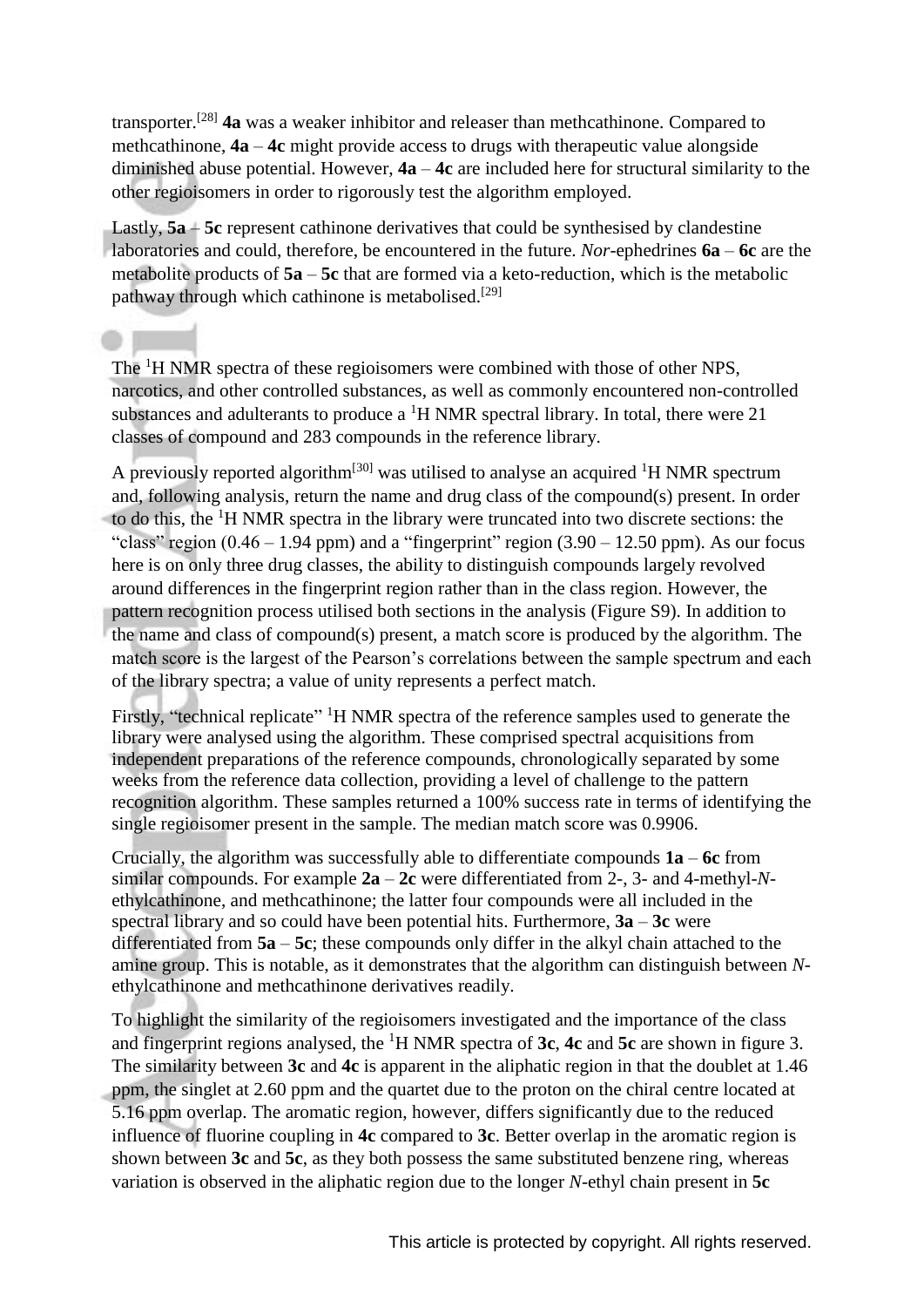transporter.[28] **4a** was a weaker inhibitor and releaser than methcathinone. Compared to methcathinone, **4a** – **4c** might provide access to drugs with therapeutic value alongside diminished abuse potential. However, **4a** – **4c** are included here for structural similarity to the other regioisomers in order to rigorously test the algorithm employed.

Lastly, **5a** – **5c** represent cathinone derivatives that could be synthesised by clandestine laboratories and could, therefore, be encountered in the future. *Nor*-ephedrines **6a** – **6c** are the metabolite products of **5a** – **5c** that are formed via a keto-reduction, which is the metabolic pathway through which cathinone is metabolised.[29]

The $^1$H NMR spectra of these regioisomers were combined with those of other NPS, narcotics, and other controlled substances, as well as commonly encountered non-controlled substances and adulterants to produce a $^1$H NMR spectral library. In total, there were 21 classes of compound and 283 compounds in the reference library.

A previously reported algorithm[30] was utilised to analyse an acquired $^1$H NMR spectrum and, following analysis, return the name and drug class of the compound(s) present. In order to do this, the $^1$H NMR spectra in the library were truncated into two discrete sections: the "class" region (0.46 – 1.94 ppm) and a "fingerprint" region (3.90 – 12.50 ppm). As our focus here is on only three drug classes, the ability to distinguish compounds largely revolved around differences in the fingerprint region rather than in the class region. However, the pattern recognition process utilised both sections in the analysis (Figure S9). In addition to the name and class of compound(s) present, a match score is produced by the algorithm. The match score is the largest of the Pearson's correlations between the sample spectrum and each of the library spectra; a value of unity represents a perfect match.

Firstly, "technical replicate" $^1$H NMR spectra of the reference samples used to generate the library were analysed using the algorithm. These comprised spectral acquisitions from independent preparations of the reference compounds, chronologically separated by some weeks from the reference data collection, providing a level of challenge to the pattern recognition algorithm. These samples returned a 100% success rate in terms of identifying the single regioisomer present in the sample. The median match score was 0.9906.

Crucially, the algorithm was successfully able to differentiate compounds **1a** – **6c** from similar compounds. For example **2a** – **2c** were differentiated from 2-, 3- and 4-methyl-*N*-ethylcathinone, and methcathinone; the latter four compounds were all included in the spectral library and so could have been potential hits. Furthermore, **3a** – **3c** were differentiated from **5a** – **5c**; these compounds only differ in the alkyl chain attached to the amine group. This is notable, as it demonstrates that the algorithm can distinguish between *N*-ethylcathinone and methcathinone derivatives readily.

To highlight the similarity of the regioisomers investigated and the importance of the class and fingerprint regions analysed, the $^1$H NMR spectra of **3c**, **4c** and **5c** are shown in figure 3. The similarity between **3c** and **4c** is apparent in the aliphatic region in that the doublet at 1.46 ppm, the singlet at 2.60 ppm and the quartet due to the proton on the chiral centre located at 5.16 ppm overlap. The aromatic region, however, differs significantly due to the reduced influence of fluorine coupling in **4c** compared to **3c**. Better overlap in the aromatic region is shown between **3c** and **5c**, as they both possess the same substituted benzene ring, whereas variation is observed in the aliphatic region due to the longer *N*-ethyl chain present in **5c**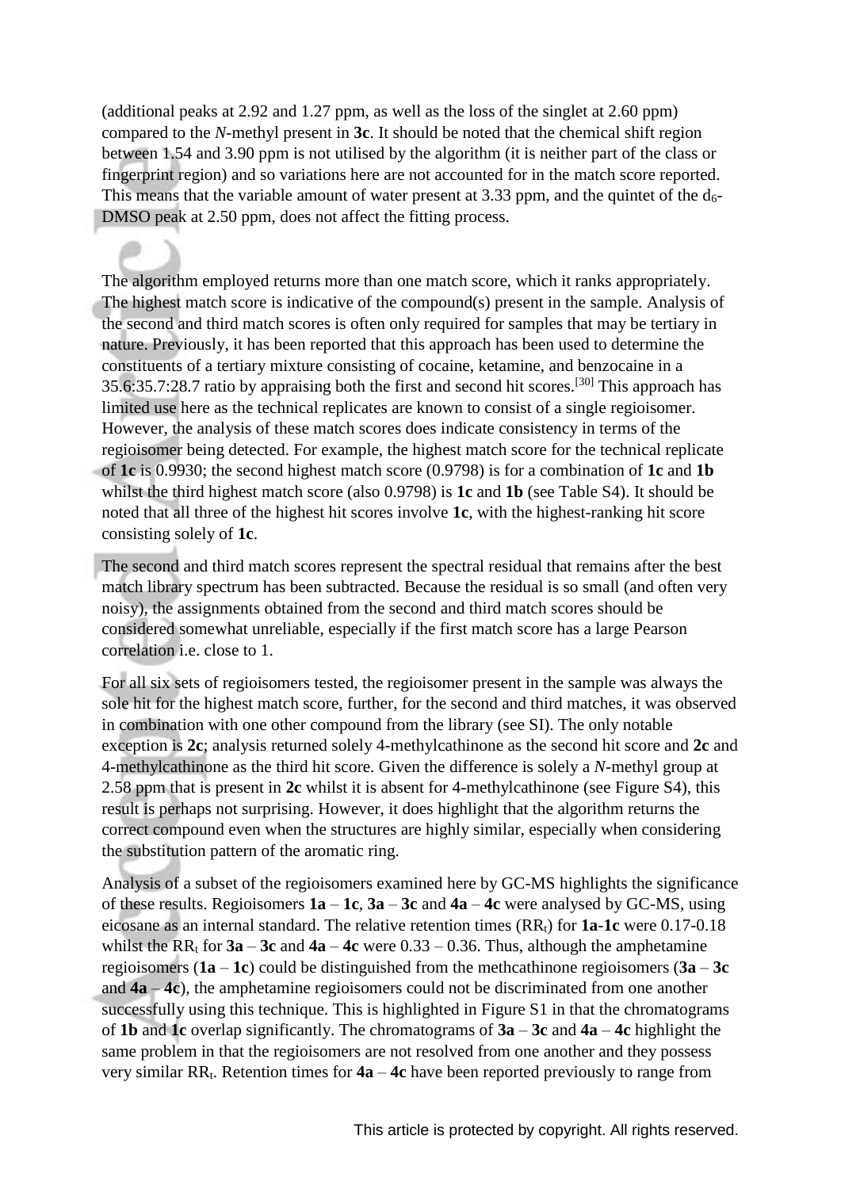(additional peaks at 2.92 and 1.27 ppm, as well as the loss of the singlet at 2.60 ppm) compared to the *N*-methyl present in **3c**. It should be noted that the chemical shift region between 1.54 and 3.90 ppm is not utilised by the algorithm (it is neither part of the class or fingerprint region) and so variations here are not accounted for in the match score reported. This means that the variable amount of water present at 3.33 ppm, and the quintet of the $d_6$-DMSO peak at 2.50 ppm, does not affect the fitting process.

The algorithm employed returns more than one match score, which it ranks appropriately. The highest match score is indicative of the compound(s) present in the sample. Analysis of the second and third match scores is often only required for samples that may be tertiary in nature. Previously, it has been reported that this approach has been used to determine the constituents of a tertiary mixture consisting of cocaine, ketamine, and benzocaine in a 35.6:35.7:28.7 ratio by appraising both the first and second hit scores.[30] This approach has limited use here as the technical replicates are known to consist of a single regioisomer. However, the analysis of these match scores does indicate consistency in terms of the regioisomer being detected. For example, the highest match score for the technical replicate of **1c** is 0.9930; the second highest match score (0.9798) is for a combination of **1c** and **1b** whilst the third highest match score (also 0.9798) is **1c** and **1b** (see Table S4). It should be noted that all three of the highest hit scores involve **1c**, with the highest-ranking hit score consisting solely of **1c**.

The second and third match scores represent the spectral residual that remains after the best match library spectrum has been subtracted. Because the residual is so small (and often very noisy), the assignments obtained from the second and third match scores should be considered somewhat unreliable, especially if the first match score has a large Pearson correlation i.e. close to 1.

For all six sets of regioisomers tested, the regioisomer present in the sample was always the sole hit for the highest match score, further, for the second and third matches, it was observed in combination with one other compound from the library (see SI). The only notable exception is **2c**; analysis returned solely 4-methylcathinone as the second hit score and **2c** and 4-methylcathinone as the third hit score. Given the difference is solely a *N*-methyl group at 2.58 ppm that is present in **2c** whilst it is absent for 4-methylcathinone (see Figure S4), this result is perhaps not surprising. However, it does highlight that the algorithm returns the correct compound even when the structures are highly similar, especially when considering the substitution pattern of the aromatic ring.

Analysis of a subset of the regioisomers examined here by GC-MS highlights the significance of these results. Regioisomers **1a** – **1c**, **3a** – **3c** and **4a** – **4c** were analysed by GC-MS, using eicosane as an internal standard. The relative retention times ($RR_t$) for **1a**-**1c** were 0.17-0.18 whilst the $RR_t$ for **3a** – **3c** and **4a** – **4c** were 0.33 – 0.36. Thus, although the amphetamine regioisomers (**1a** – **1c**) could be distinguished from the methcathinone regioisomers (**3a** – **3c** and **4a** – **4c**), the amphetamine regioisomers could not be discriminated from one another successfully using this technique. This is highlighted in Figure S1 in that the chromatograms of **1b** and **1c** overlap significantly. The chromatograms of **3a** – **3c** and **4a** – **4c** highlight the same problem in that the regioisomers are not resolved from one another and they possess very similar $RR_t$. Retention times for **4a** – **4c** have been reported previously to range from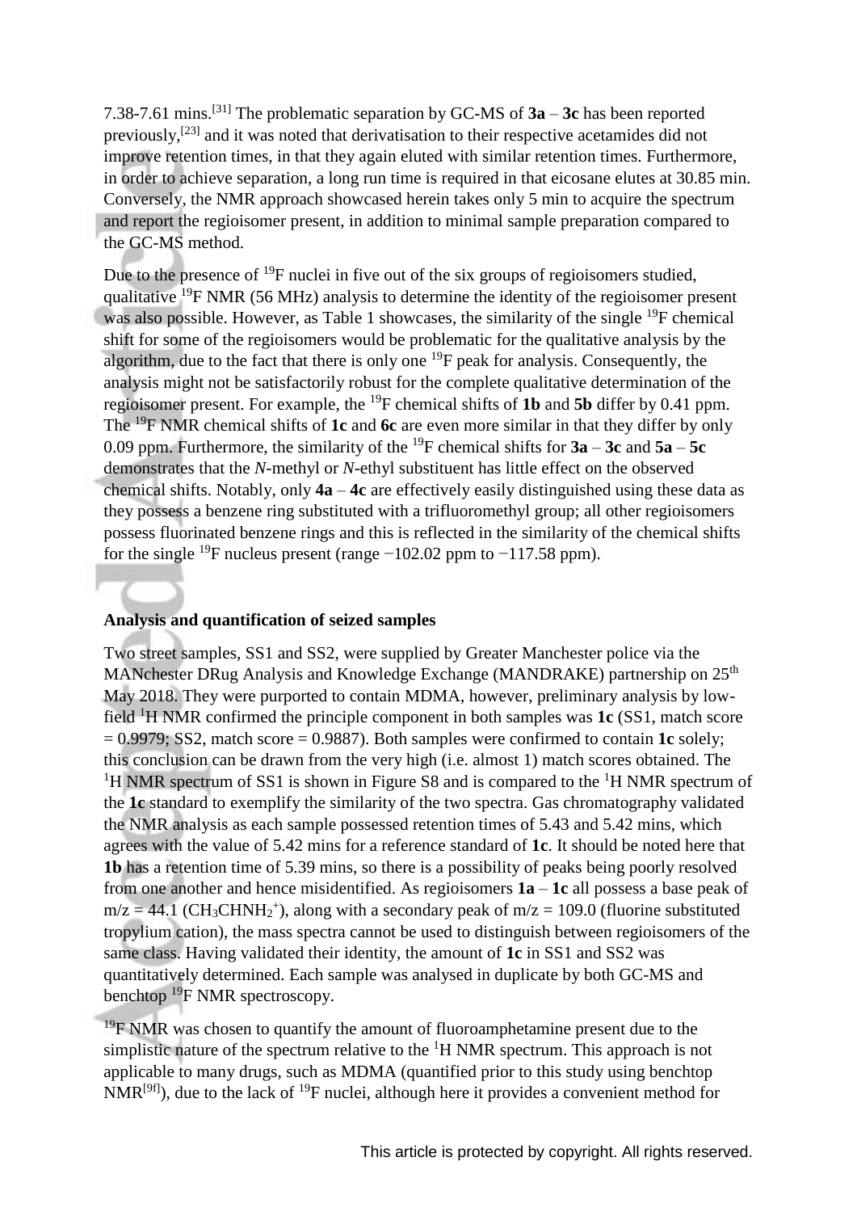7.38-7.61 mins.[31] The problematic separation by GC-MS of **3a** – **3c** has been reported previously,[23] and it was noted that derivatisation to their respective acetamides did not improve retention times, in that they again eluted with similar retention times. Furthermore, in order to achieve separation, a long run time is required in that eicosane elutes at 30.85 min. Conversely, the NMR approach showcased herein takes only 5 min to acquire the spectrum and report the regioisomer present, in addition to minimal sample preparation compared to the GC-MS method.

Due to the presence of $^{19}$F nuclei in five out of the six groups of regioisomers studied, qualitative $^{19}$F NMR (56 MHz) analysis to determine the identity of the regioisomer present was also possible. However, as Table 1 showcases, the similarity of the single $^{19}$F chemical shift for some of the regioisomers would be problematic for the qualitative analysis by the algorithm, due to the fact that there is only one $^{19}$F peak for analysis. Consequently, the analysis might not be satisfactorily robust for the complete qualitative determination of the regioisomer present. For example, the $^{19}$F chemical shifts of **1b** and **5b** differ by 0.41 ppm. The $^{19}$F NMR chemical shifts of **1c** and **6c** are even more similar in that they differ by only 0.09 ppm. Furthermore, the similarity of the $^{19}$F chemical shifts for **3a** – **3c** and **5a** – **5c** demonstrates that the *N*-methyl or *N*-ethyl substituent has little effect on the observed chemical shifts. Notably, only **4a** – **4c** are effectively easily distinguished using these data as they possess a benzene ring substituted with a trifluoromethyl group; all other regioisomers possess fluorinated benzene rings and this is reflected in the similarity of the chemical shifts for the single $^{19}$F nucleus present (range −102.02 ppm to −117.58 ppm).

### Analysis and quantification of seized samples

Two street samples, SS1 and SS2, were supplied by Greater Manchester police via the MANchester DRug Analysis and Knowledge Exchange (MANDRAKE) partnership on 25th May 2018. They were purported to contain MDMA, however, preliminary analysis by low-field $^{1}$H NMR confirmed the principle component in both samples was **1c** (SS1, match score = 0.9979; SS2, match score = 0.9887). Both samples were confirmed to contain **1c** solely; this conclusion can be drawn from the very high (i.e. almost 1) match scores obtained. The $^{1}$H NMR spectrum of SS1 is shown in Figure S8 and is compared to the $^{1}$H NMR spectrum of the **1c** standard to exemplify the similarity of the two spectra. Gas chromatography validated the NMR analysis as each sample possessed retention times of 5.43 and 5.42 mins, which agrees with the value of 5.42 mins for a reference standard of **1c**. It should be noted here that **1b** has a retention time of 5.39 mins, so there is a possibility of peaks being poorly resolved from one another and hence misidentified. As regioisomers **1a** – **1c** all possess a base peak of $m/z = 44.1$ ($CH_3CHNH_2^+$), along with a secondary peak of $m/z = 109.0$ (fluorine substituted tropylium cation), the mass spectra cannot be used to distinguish between regioisomers of the same class. Having validated their identity, the amount of **1c** in SS1 and SS2 was quantitatively determined. Each sample was analysed in duplicate by both GC-MS and benchtop $^{19}$F NMR spectroscopy.

$^{19}$F NMR was chosen to quantify the amount of fluoroamphetamine present due to the simplistic nature of the spectrum relative to the $^{1}$H NMR spectrum. This approach is not applicable to many drugs, such as MDMA (quantified prior to this study using benchtop NMR[9f]), due to the lack of $^{19}$F nuclei, although here it provides a convenient method for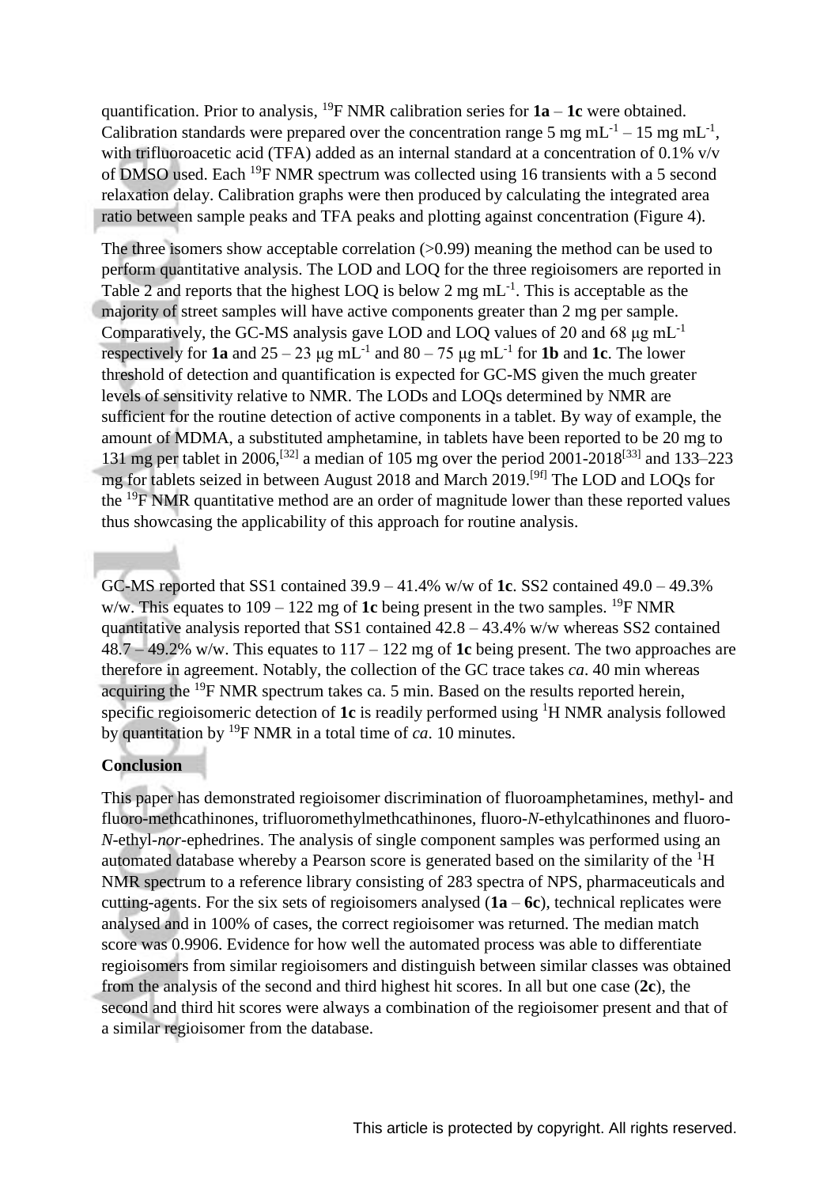quantification. Prior to analysis, $^{19}$F NMR calibration series for **1a** – **1c** were obtained. Calibration standards were prepared over the concentration range 5 mg mL$^{-1}$ – 15 mg mL$^{-1}$, with trifluoroacetic acid (TFA) added as an internal standard at a concentration of 0.1% v/v of DMSO used. Each $^{19}$F NMR spectrum was collected using 16 transients with a 5 second relaxation delay. Calibration graphs were then produced by calculating the integrated area ratio between sample peaks and TFA peaks and plotting against concentration (Figure 4).

The three isomers show acceptable correlation (>0.99) meaning the method can be used to perform quantitative analysis. The LOD and LOQ for the three regioisomers are reported in Table 2 and reports that the highest LOQ is below 2 mg mL$^{-1}$. This is acceptable as the majority of street samples will have active components greater than 2 mg per sample. Comparatively, the GC-MS analysis gave LOD and LOQ values of 20 and 68 μg mL$^{-1}$ respectively for **1a** and 25 – 23 μg mL$^{-1}$ and 80 – 75 μg mL$^{-1}$ for **1b** and **1c**. The lower threshold of detection and quantification is expected for GC-MS given the much greater levels of sensitivity relative to NMR. The LODs and LOQs determined by NMR are sufficient for the routine detection of active components in a tablet. By way of example, the amount of MDMA, a substituted amphetamine, in tablets have been reported to be 20 mg to 131 mg per tablet in 2006,[32] a median of 105 mg over the period 2001-2018[33] and 133–223 mg for tablets seized in between August 2018 and March 2019.[9f] The LOD and LOQs for the $^{19}$F NMR quantitative method are an order of magnitude lower than these reported values thus showcasing the applicability of this approach for routine analysis.

GC-MS reported that SS1 contained 39.9 – 41.4% w/w of **1c**. SS2 contained 49.0 – 49.3% w/w. This equates to 109 – 122 mg of **1c** being present in the two samples. $^{19}$F NMR quantitative analysis reported that SS1 contained 42.8 – 43.4% w/w whereas SS2 contained 48.7 – 49.2% w/w. This equates to 117 – 122 mg of **1c** being present. The two approaches are therefore in agreement. Notably, the collection of the GC trace takes *ca*. 40 min whereas acquiring the $^{19}$F NMR spectrum takes ca. 5 min. Based on the results reported herein, specific regioisomeric detection of **1c** is readily performed using $^{1}$H NMR analysis followed by quantitation by $^{19}$F NMR in a total time of *ca*. 10 minutes.

## Conclusion

This paper has demonstrated regioisomer discrimination of fluoroamphetamines, methyl- and fluoro-methcathinones, trifluoromethylmethcathinones, fluoro-*N*-ethylcathinones and fluoro-*N*-ethyl-*nor*-ephedrines. The analysis of single component samples was performed using an automated database whereby a Pearson score is generated based on the similarity of the $^{1}$H NMR spectrum to a reference library consisting of 283 spectra of NPS, pharmaceuticals and cutting-agents. For the six sets of regioisomers analysed (**1a** – **6c**), technical replicates were analysed and in 100% of cases, the correct regioisomer was returned. The median match score was 0.9906. Evidence for how well the automated process was able to differentiate regioisomers from similar regioisomers and distinguish between similar classes was obtained from the analysis of the second and third highest hit scores. In all but one case (**2c**), the second and third hit scores were always a combination of the regioisomer present and that of a similar regioisomer from the database.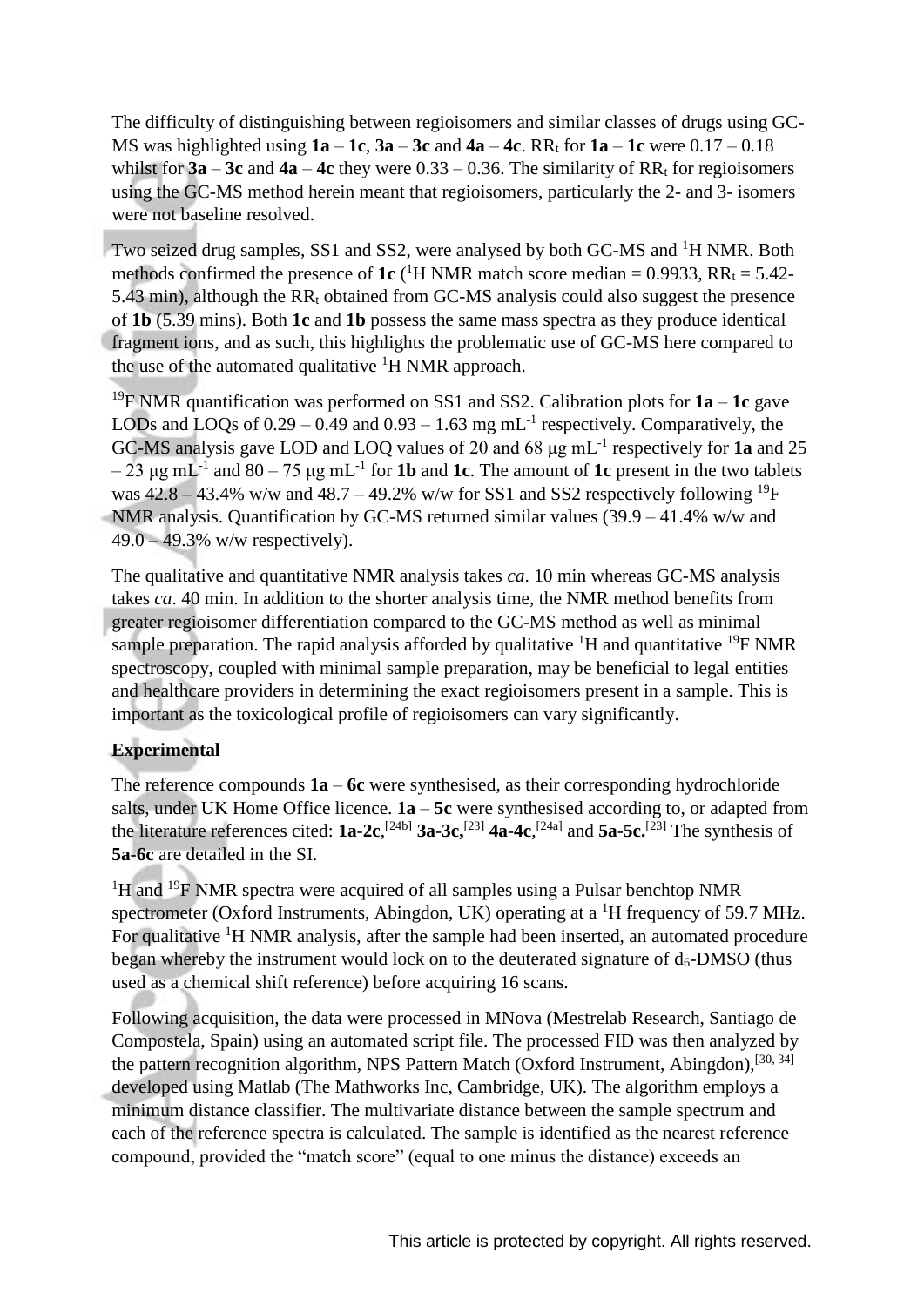The difficulty of distinguishing between regioisomers and similar classes of drugs using GC-MS was highlighted using **1a** – **1c**, **3a** – **3c** and **4a** – **4c**. $RR_t$ for **1a** – **1c** were 0.17 – 0.18 whilst for **3a** – **3c** and **4a** – **4c** they were 0.33 – 0.36. The similarity of $RR_t$ for regioisomers using the GC-MS method herein meant that regioisomers, particularly the 2- and 3- isomers were not baseline resolved.

Two seized drug samples, SS1 and SS2, were analysed by both GC-MS and $^1$H NMR. Both methods confirmed the presence of **1c** ($^1$H NMR match score median = 0.9933, $RR_t$ = 5.42-5.43 min), although the $RR_t$ obtained from GC-MS analysis could also suggest the presence of **1b** (5.39 mins). Both **1c** and **1b** possess the same mass spectra as they produce identical fragment ions, and as such, this highlights the problematic use of GC-MS here compared to the use of the automated qualitative $^1$H NMR approach.

$^{19}$F NMR quantification was performed on SS1 and SS2. Calibration plots for **1a** – **1c** gave LODs and LOQs of 0.29 – 0.49 and 0.93 – 1.63 mg mL$^{-1}$ respectively. Comparatively, the GC-MS analysis gave LOD and LOQ values of 20 and 68 μg mL$^{-1}$ respectively for **1a** and 25 – 23 μg mL$^{-1}$ and 80 – 75 μg mL$^{-1}$ for **1b** and **1c**. The amount of **1c** present in the two tablets was 42.8 – 43.4% w/w and 48.7 – 49.2% w/w for SS1 and SS2 respectively following $^{19}$F NMR analysis. Quantification by GC-MS returned similar values (39.9 – 41.4% w/w and 49.0 – 49.3% w/w respectively).

The qualitative and quantitative NMR analysis takes *ca*. 10 min whereas GC-MS analysis takes *ca*. 40 min. In addition to the shorter analysis time, the NMR method benefits from greater regioisomer differentiation compared to the GC-MS method as well as minimal sample preparation. The rapid analysis afforded by qualitative $^1$H and quantitative $^{19}$F NMR spectroscopy, coupled with minimal sample preparation, may be beneficial to legal entities and healthcare providers in determining the exact regioisomers present in a sample. This is important as the toxicological profile of regioisomers can vary significantly.

## Experimental

The reference compounds **1a** – **6c** were synthesised, as their corresponding hydrochloride salts, under UK Home Office licence. **1a** – **5c** were synthesised according to, or adapted from the literature references cited: **1a**-**2c**,[24b] **3a**-**3c**,[23] **4a**-**4c**,[24a] and **5a**-**5c**.[23] The synthesis of **5a**-**6c** are detailed in the SI.

$^1$H and $^{19}$F NMR spectra were acquired of all samples using a Pulsar benchtop NMR spectrometer (Oxford Instruments, Abingdon, UK) operating at a $^1$H frequency of 59.7 MHz. For qualitative $^1$H NMR analysis, after the sample had been inserted, an automated procedure began whereby the instrument would lock on to the deuterated signature of $d_6$-DMSO (thus used as a chemical shift reference) before acquiring 16 scans.

Following acquisition, the data were processed in MNova (Mestrelab Research, Santiago de Compostela, Spain) using an automated script file. The processed FID was then analyzed by the pattern recognition algorithm, NPS Pattern Match (Oxford Instrument, Abingdon),[30, 34] developed using Matlab (The Mathworks Inc, Cambridge, UK). The algorithm employs a minimum distance classifier. The multivariate distance between the sample spectrum and each of the reference spectra is calculated. The sample is identified as the nearest reference compound, provided the "match score" (equal to one minus the distance) exceeds an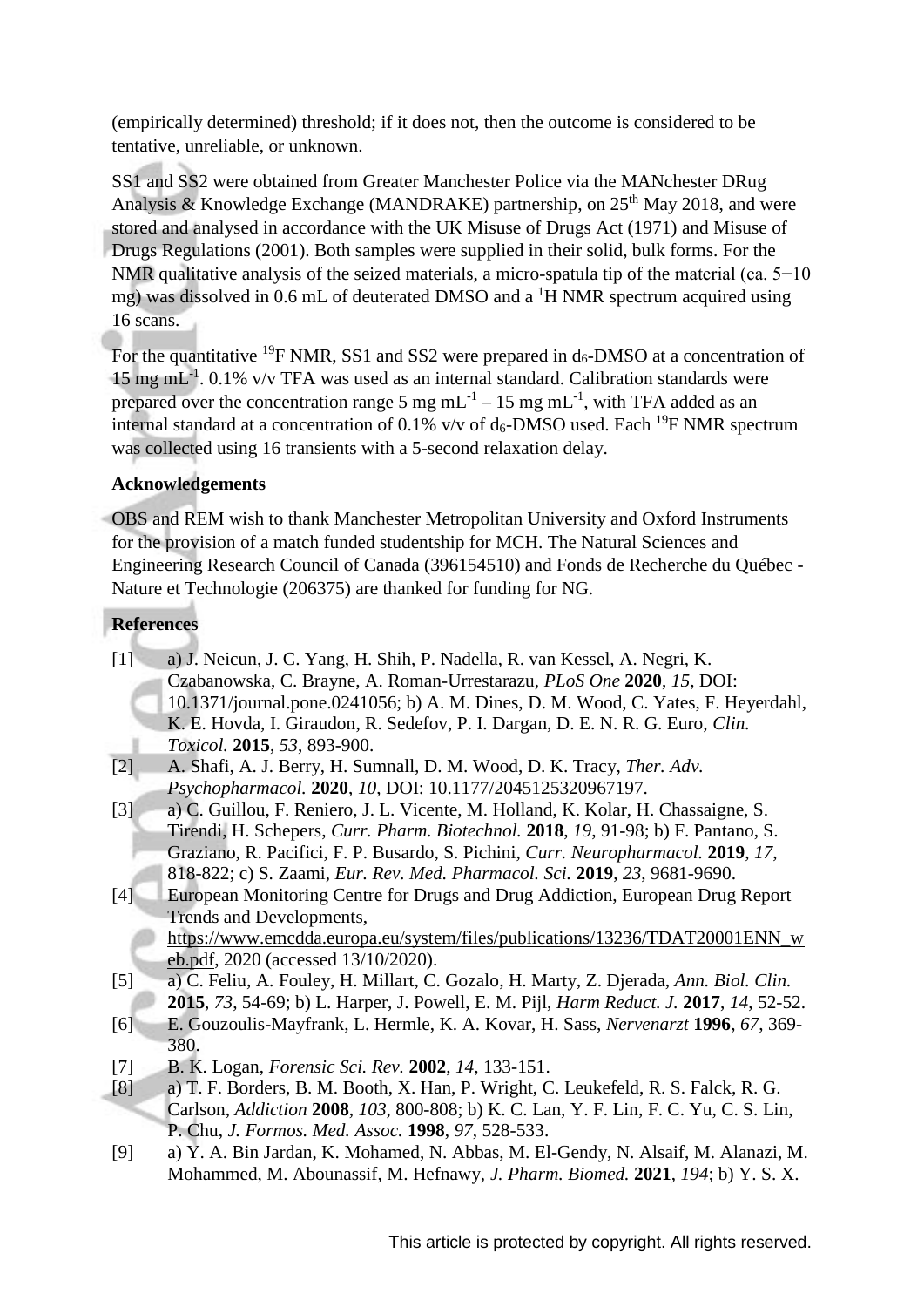(empirically determined) threshold; if it does not, then the outcome is considered to be tentative, unreliable, or unknown.

SS1 and SS2 were obtained from Greater Manchester Police via the MANchester DRug Analysis & Knowledge Exchange (MANDRAKE) partnership, on 25th May 2018, and were stored and analysed in accordance with the UK Misuse of Drugs Act (1971) and Misuse of Drugs Regulations (2001). Both samples were supplied in their solid, bulk forms. For the NMR qualitative analysis of the seized materials, a micro-spatula tip of the material (ca. 5−10 mg) was dissolved in 0.6 mL of deuterated DMSO and a $^{1}$H NMR spectrum acquired using 16 scans.

For the quantitative $^{19}$F NMR, SS1 and SS2 were prepared in $d_6$-DMSO at a concentration of 15 mg mL$^{-1}$. 0.1% v/v TFA was used as an internal standard. Calibration standards were prepared over the concentration range 5 mg mL$^{-1}$ – 15 mg mL$^{-1}$, with TFA added as an internal standard at a concentration of 0.1% v/v of $d_6$-DMSO used. Each $^{19}$F NMR spectrum was collected using 16 transients with a 5-second relaxation delay.

## Acknowledgements

OBS and REM wish to thank Manchester Metropolitan University and Oxford Instruments for the provision of a match funded studentship for MCH. The Natural Sciences and Engineering Research Council of Canada (396154510) and Fonds de Recherche du Québec - Nature et Technologie (206375) are thanked for funding for NG.

## References

[1] a) J. Neicun, J. C. Yang, H. Shih, P. Nadella, R. van Kessel, A. Negri, K. Czabanowska, C. Brayne, A. Roman-Urrestarazu, *PLoS One* **2020**, *15*, DOI: 10.1371/journal.pone.0241056; b) A. M. Dines, D. M. Wood, C. Yates, F. Heyerdahl, K. E. Hovda, I. Giraudon, R. Sedefov, P. I. Dargan, D. E. N. R. G. Euro, *Clin. Toxicol.* **2015**, *53*, 893-900.

[2] A. Shafi, A. J. Berry, H. Sumnall, D. M. Wood, D. K. Tracy, *Ther. Adv. Psychopharmacol.* **2020**, *10*, DOI: 10.1177/2045125320967197.

[3] a) C. Guillou, F. Reniero, J. L. Vicente, M. Holland, K. Kolar, H. Chassaigne, S. Tirendi, H. Schepers, *Curr. Pharm. Biotechnol.* **2018**, *19*, 91-98; b) F. Pantano, S. Graziano, R. Pacifici, F. P. Busardo, S. Pichini, *Curr. Neuropharmacol.* **2019**, *17*, 818-822; c) S. Zaami, *Eur. Rev. Med. Pharmacol. Sci.* **2019**, *23*, 9681-9690.

[4] European Monitoring Centre for Drugs and Drug Addiction, European Drug Report Trends and Developments, https://www.emcdda.europa.eu/system/files/publications/13236/TDAT20001ENN_web.pdf, 2020 (accessed 13/10/2020).

[5] a) C. Feliu, A. Fouley, H. Millart, C. Gozalo, H. Marty, Z. Djerada, *Ann. Biol. Clin.* **2015**, *73*, 54-69; b) L. Harper, J. Powell, E. M. Pijl, *Harm Reduct. J.* **2017**, *14*, 52-52.

[6] E. Gouzoulis-Mayfrank, L. Hermle, K. A. Kovar, H. Sass, *Nervenarzt* **1996**, *67*, 369-380.

[7] B. K. Logan, *Forensic Sci. Rev.* **2002**, *14*, 133-151.

[8] a) T. F. Borders, B. M. Booth, X. Han, P. Wright, C. Leukefeld, R. S. Falck, R. G. Carlson, *Addiction* **2008**, *103*, 800-808; b) K. C. Lan, Y. F. Lin, F. C. Yu, C. S. Lin, P. Chu, *J. Formos. Med. Assoc.* **1998**, *97*, 528-533.

[9] a) Y. A. Bin Jardan, K. Mohamed, N. Abbas, M. El-Gendy, N. Alsaif, M. Alanazi, M. Mohammed, M. Abounassif, M. Hefnawy, *J. Pharm. Biomed.* **2021**, *194*; b) Y. S. X.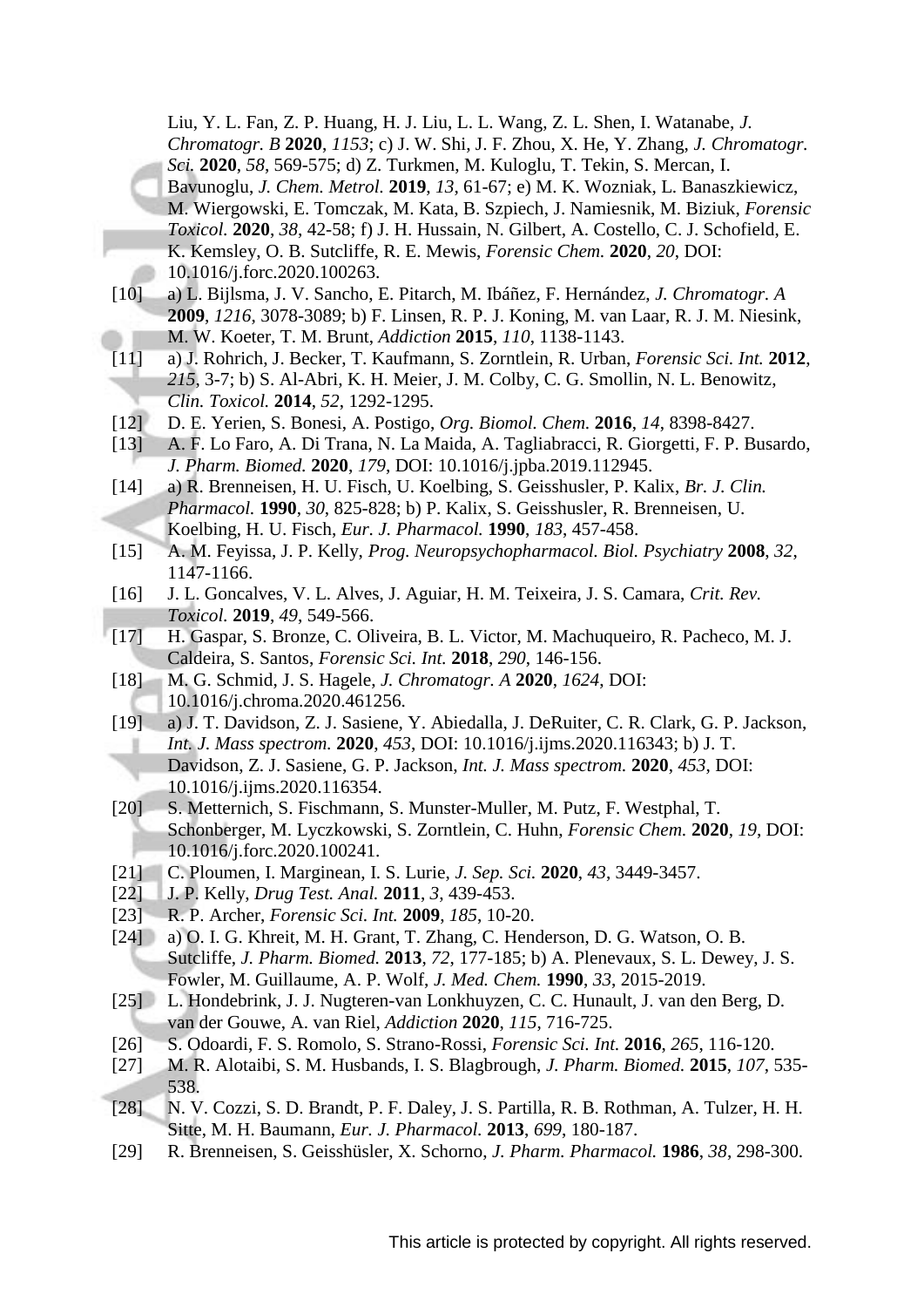Liu, Y. L. Fan, Z. P. Huang, H. J. Liu, L. L. Wang, Z. L. Shen, I. Watanabe, *J. Chromatogr. B* **2020**, *1153*; c) J. W. Shi, J. F. Zhou, X. He, Y. Zhang, *J. Chromatogr. Sci.* **2020**, *58*, 569-575; d) Z. Turkmen, M. Kuloglu, T. Tekin, S. Mercan, I. Bavunoglu, *J. Chem. Metrol.* **2019**, *13*, 61-67; e) M. K. Wozniak, L. Banaszkiewicz, M. Wiergowski, E. Tomczak, M. Kata, B. Szpiech, J. Namiesnik, M. Biziuk, *Forensic Toxicol.* **2020**, *38*, 42-58; f) J. H. Hussain, N. Gilbert, A. Costello, C. J. Schofield, E. K. Kemsley, O. B. Sutcliffe, R. E. Mewis, *Forensic Chem.* **2020**, *20*, DOI: 10.1016/j.forc.2020.100263.

[10] a) L. Bijlsma, J. V. Sancho, E. Pitarch, M. Ibáñez, F. Hernández, *J. Chromatogr. A* **2009**, *1216*, 3078-3089; b) F. Linsen, R. P. J. Koning, M. van Laar, R. J. M. Niesink, M. W. Koeter, T. M. Brunt, *Addiction* **2015**, *110*, 1138-1143.

[11] a) J. Rohrich, J. Becker, T. Kaufmann, S. Zorntlein, R. Urban, *Forensic Sci. Int.* **2012**, *215*, 3-7; b) S. Al-Abri, K. H. Meier, J. M. Colby, C. G. Smollin, N. L. Benowitz, *Clin. Toxicol.* **2014**, *52*, 1292-1295.

[12] D. E. Yerien, S. Bonesi, A. Postigo, *Org. Biomol. Chem.* **2016**, *14*, 8398-8427.

[13] A. F. Lo Faro, A. Di Trana, N. La Maida, A. Tagliabracci, R. Giorgetti, F. P. Busardo, *J. Pharm. Biomed.* **2020**, *179*, DOI: 10.1016/j.jpba.2019.112945.

[14] a) R. Brenneisen, H. U. Fisch, U. Koelbing, S. Geisshusler, P. Kalix, *Br. J. Clin. Pharmacol.* **1990**, *30*, 825-828; b) P. Kalix, S. Geisshusler, R. Brenneisen, U. Koelbing, H. U. Fisch, *Eur. J. Pharmacol.* **1990**, *183*, 457-458.

[15] A. M. Feyissa, J. P. Kelly, *Prog. Neuropsychopharmacol. Biol. Psychiatry* **2008**, *32*, 1147-1166.

[16] J. L. Goncalves, V. L. Alves, J. Aguiar, H. M. Teixeira, J. S. Camara, *Crit. Rev. Toxicol.* **2019**, *49*, 549-566.

[17] H. Gaspar, S. Bronze, C. Oliveira, B. L. Victor, M. Machuqueiro, R. Pacheco, M. J. Caldeira, S. Santos, *Forensic Sci. Int.* **2018**, *290*, 146-156.

[18] M. G. Schmid, J. S. Hagele, *J. Chromatogr. A* **2020**, *1624*, DOI: 10.1016/j.chroma.2020.461256.

[19] a) J. T. Davidson, Z. J. Sasiene, Y. Abiedalla, J. DeRuiter, C. R. Clark, G. P. Jackson, *Int. J. Mass spectrom.* **2020**, *453*, DOI: 10.1016/j.ijms.2020.116343; b) J. T. Davidson, Z. J. Sasiene, G. P. Jackson, *Int. J. Mass spectrom.* **2020**, *453*, DOI: 10.1016/j.ijms.2020.116354.

[20] S. Metternich, S. Fischmann, S. Munster-Muller, M. Putz, F. Westphal, T. Schonberger, M. Lyczkowski, S. Zorntlein, C. Huhn, *Forensic Chem.* **2020**, *19*, DOI: 10.1016/j.forc.2020.100241.

[21] C. Ploumen, I. Marginean, I. S. Lurie, *J. Sep. Sci.* **2020**, *43*, 3449-3457.

[22] J. P. Kelly, *Drug Test. Anal.* **2011**, *3*, 439-453.

[23] R. P. Archer, *Forensic Sci. Int.* **2009**, *185*, 10-20.

[24] a) O. I. G. Khreit, M. H. Grant, T. Zhang, C. Henderson, D. G. Watson, O. B. Sutcliffe, *J. Pharm. Biomed.* **2013**, *72*, 177-185; b) A. Plenevaux, S. L. Dewey, J. S. Fowler, M. Guillaume, A. P. Wolf, *J. Med. Chem.* **1990**, *33*, 2015-2019.

[25] L. Hondebrink, J. J. Nugteren-van Lonkhuyzen, C. C. Hunault, J. van den Berg, D. van der Gouwe, A. van Riel, *Addiction* **2020**, *115*, 716-725.

[26] S. Odoardi, F. S. Romolo, S. Strano-Rossi, *Forensic Sci. Int.* **2016**, *265*, 116-120.

[27] M. R. Alotaibi, S. M. Husbands, I. S. Blagbrough, *J. Pharm. Biomed.* **2015**, *107*, 535-538.

[28] N. V. Cozzi, S. D. Brandt, P. F. Daley, J. S. Partilla, R. B. Rothman, A. Tulzer, H. H. Sitte, M. H. Baumann, *Eur. J. Pharmacol.* **2013**, *699*, 180-187.

[29] R. Brenneisen, S. Geisshüsler, X. Schorno, *J. Pharm. Pharmacol.* **1986**, *38*, 298-300.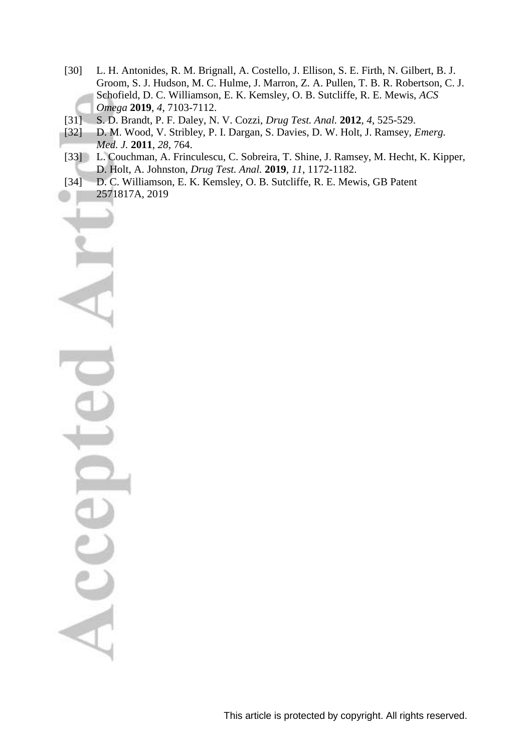[30] L. H. Antonides, R. M. Brignall, A. Costello, J. Ellison, S. E. Firth, N. Gilbert, B. J. Groom, S. J. Hudson, M. C. Hulme, J. Marron, Z. A. Pullen, T. B. R. Robertson, C. J. Schofield, D. C. Williamson, E. K. Kemsley, O. B. Sutcliffe, R. E. Mewis, *ACS Omega* **2019**, *4*, 7103-7112.

[31] S. D. Brandt, P. F. Daley, N. V. Cozzi, *Drug Test. Anal.* **2012**, *4*, 525-529.

[32] D. M. Wood, V. Stribley, P. I. Dargan, S. Davies, D. W. Holt, J. Ramsey, *Emerg. Med. J.* **2011**, *28*, 764.

[33] L. Couchman, A. Frinculescu, C. Sobreira, T. Shine, J. Ramsey, M. Hecht, K. Kipper, D. Holt, A. Johnston, *Drug Test. Anal.* **2019**, *11*, 1172-1182.

[34] D. C. Williamson, E. K. Kemsley, O. B. Sutcliffe, R. E. Mewis, GB Patent 2571817A, 2019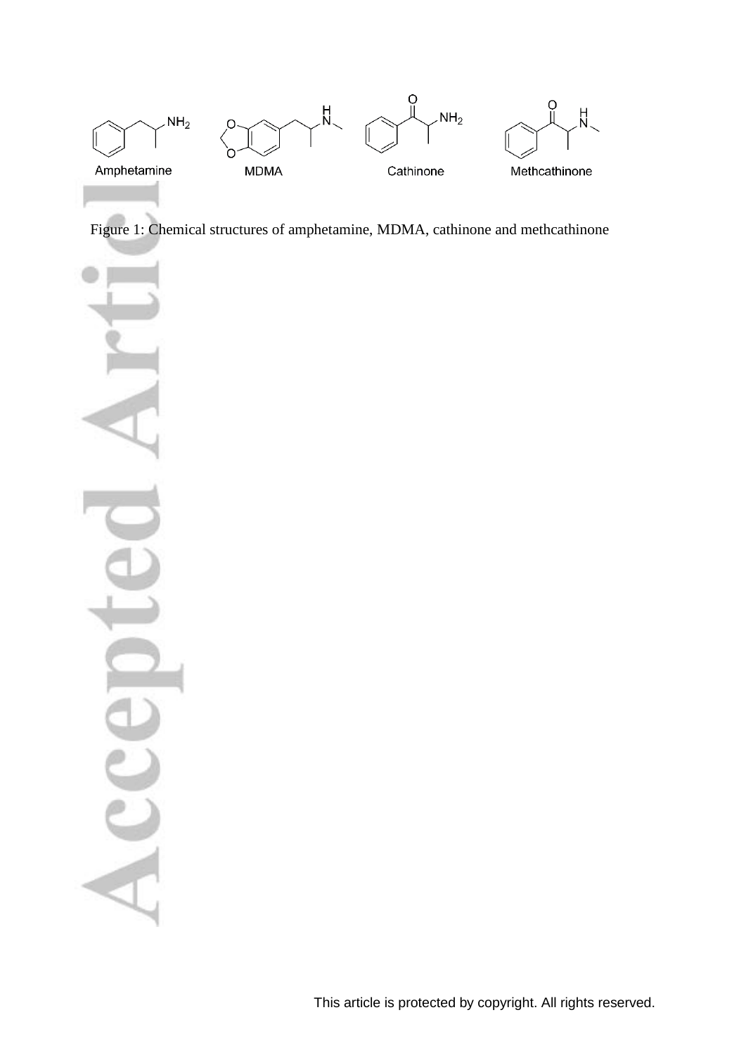Figure 1: Chemical structures of amphetamine, MDMA, cathinone and methcathinone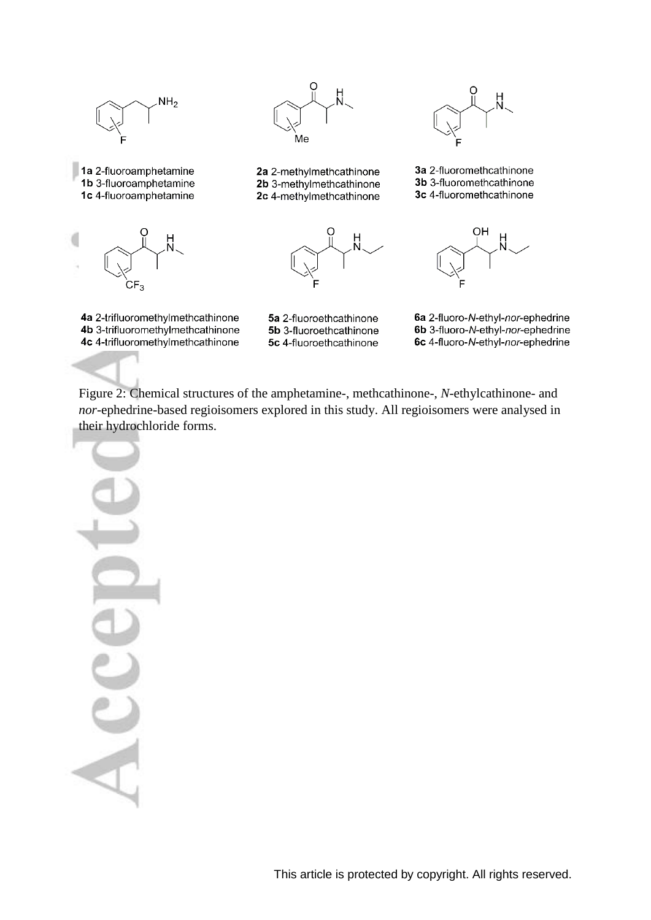1a 2-fluoroamphetamine
1b 3-fluoroamphetamine
1c 4-fluoroamphetamine

2a 2-methylmethcathinone
2b 3-methylmethcathinone
2c 4-methylmethcathinone

3a 2-fluoromethcathinone
3b 3-fluoromethcathinone
3c 4-fluoromethcathinone

4a 2-trifluoromethylmethcathinone
4b 3-trifluoromethylmethcathinone
4c 4-trifluoromethylmethcathinone

5a 2-fluoroethcathinone
5b 3-fluoroethcathinone
5c 4-fluoroethcathinone

6a 2-fluoro-*N*-ethyl-*nor*-ephedrine
6b 3-fluoro-*N*-ethyl-*nor*-ephedrine
6c 4-fluoro-*N*-ethyl-*nor*-ephedrine

Figure 2: Chemical structures of the amphetamine-, methcathinone-, *N*-ethylcathinone- and *nor*-ephedrine-based regioisomers explored in this study. All regioisomers were analysed in their hydrochloride forms.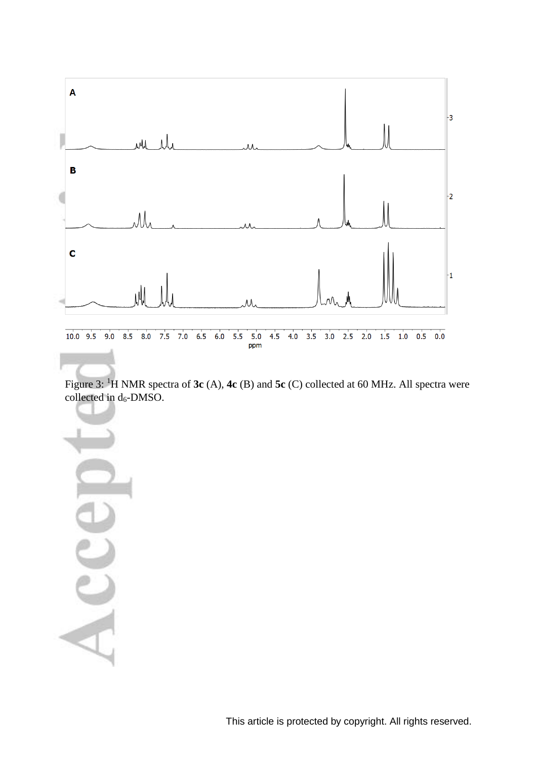Figure 3: $^1$H NMR spectra of **3c** (A), **4c** (B) and **5c** (C) collected at 60 MHz. All spectra were collected in $d_6$-DMSO.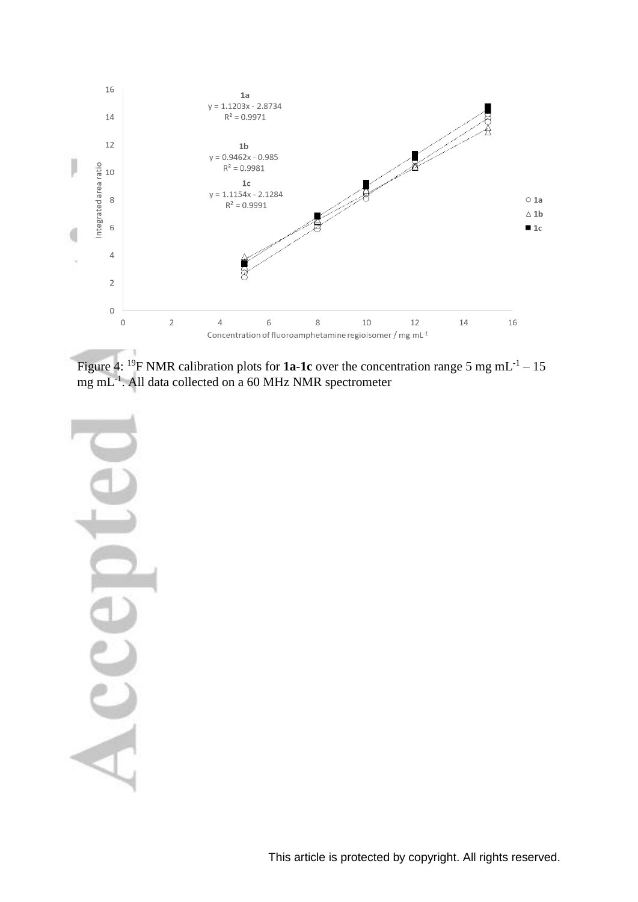Figure 4: $^{19}$F NMR calibration plots for **1a**-**1c** over the concentration range 5 mg mL$^{-1}$ – 15 mg mL$^{-1}$. All data collected on a 60 MHz NMR spectrometer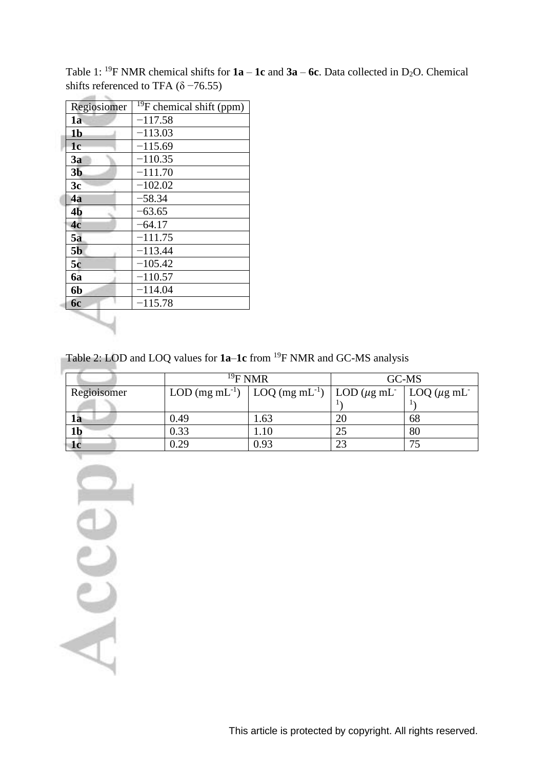Table 1: $^{19}F$ NMR chemical shifts for **1a** – **1c** and **3a** – **6c**. Data collected in $D_2O$. Chemical shifts referenced to TFA (δ −76.55)

| Regiosiomer | $^{19}F$ chemical shift (ppm) |
|---|---|
| **1a** | −117.58 |
| **1b** | −113.03 |
| **1c** | −115.69 |
| **3a** | −110.35 |
| **3b** | −111.70 |
| **3c** | −102.02 |
| **4a** | −58.34 |
| **4b** | −63.65 |
| **4c** | −64.17 |
| **5a** | −111.75 |
| **5b** | −113.44 |
| **5c** | −105.42 |
| **6a** | −110.57 |
| **6b** | −114.04 |
| **6c** | −115.78 |

Table 2: LOD and LOQ values for **1a**–**1c** from $^{19}F$ NMR and GC-MS analysis

| | $^{19}F$ NMR | | GC-MS | |
|---|---|---|---|---|
| Regioisomer | LOD (mg $mL^{-1}$) | LOQ (mg $mL^{-1}$) | LOD ($\mu$g $mL^{-1}$) | LOQ ($\mu$g $mL^{-1}$) |
| **1a** | 0.49 | 1.63 | 20 | 68 |
| **1b** | 0.33 | 1.10 | 25 | 80 |
| **1c** | 0.29 | 0.93 | 23 | 75 |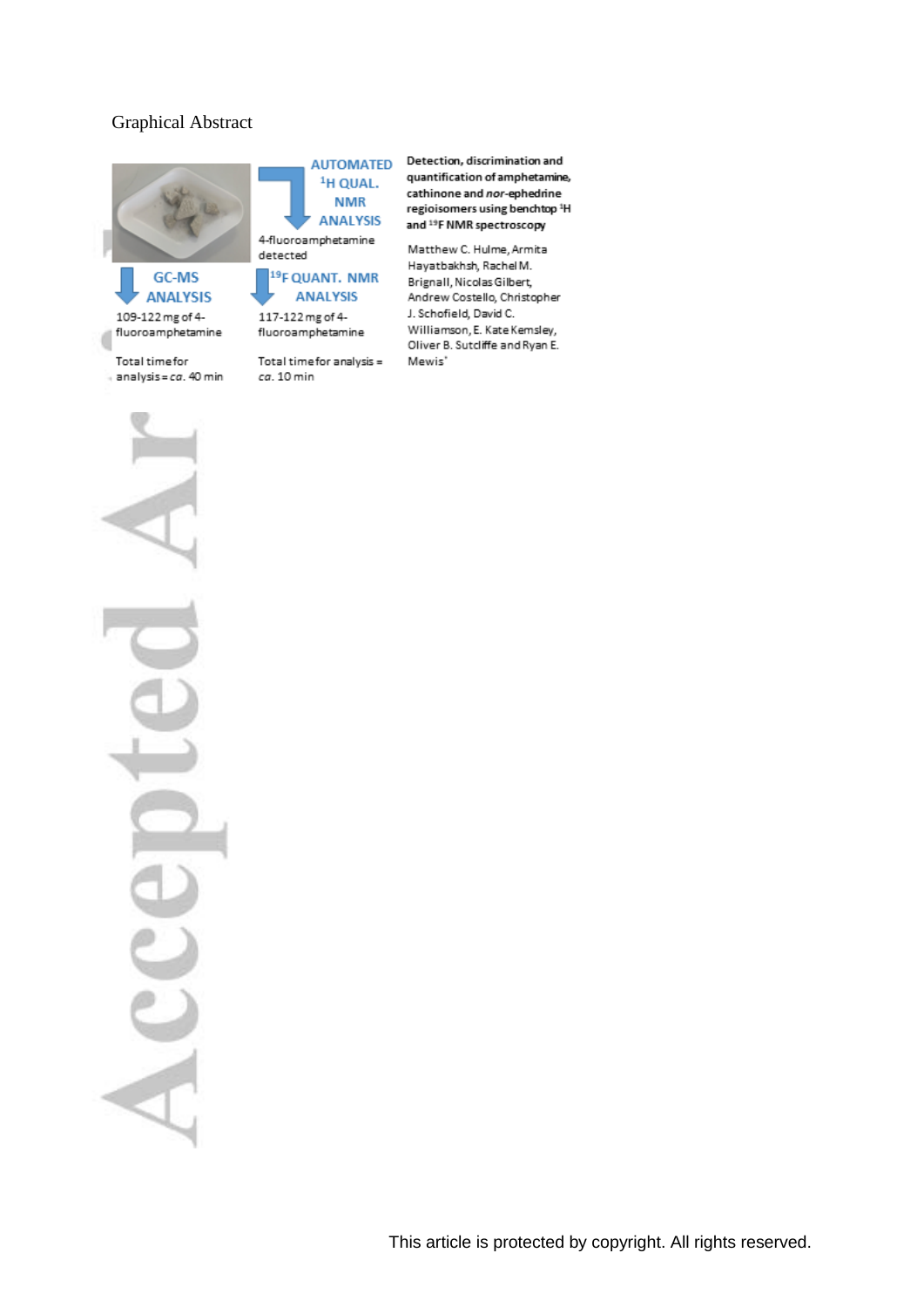Graphical Abstract

AUTOMATED $^{1}$H QUAL. NMR ANALYSIS

4-fluoroamphetamine detected

GC-MS ANALYSIS

109-122 mg of 4-fluoroamphetamine

Total time for analysis = *ca.* 40 min

$^{19}$F QUANT. NMR ANALYSIS

117-122 mg of 4-fluoroamphetamine

Total time for analysis = *ca.* 10 min

**Detection, discrimination and quantification of amphetamine, cathinone and *nor*-ephedrine regioisomers using benchtop $^{1}$H and $^{19}$F NMR spectroscopy**

Matthew C. Hulme, Armita Hayatbakhsh, Rachel M. Brignall, Nicolas Gilbert, Andrew Costello, Christopher J. Schofield, David C. Williamson, E. Kate Kemsley, Oliver B. Sutcliffe and Ryan E. Mewis*